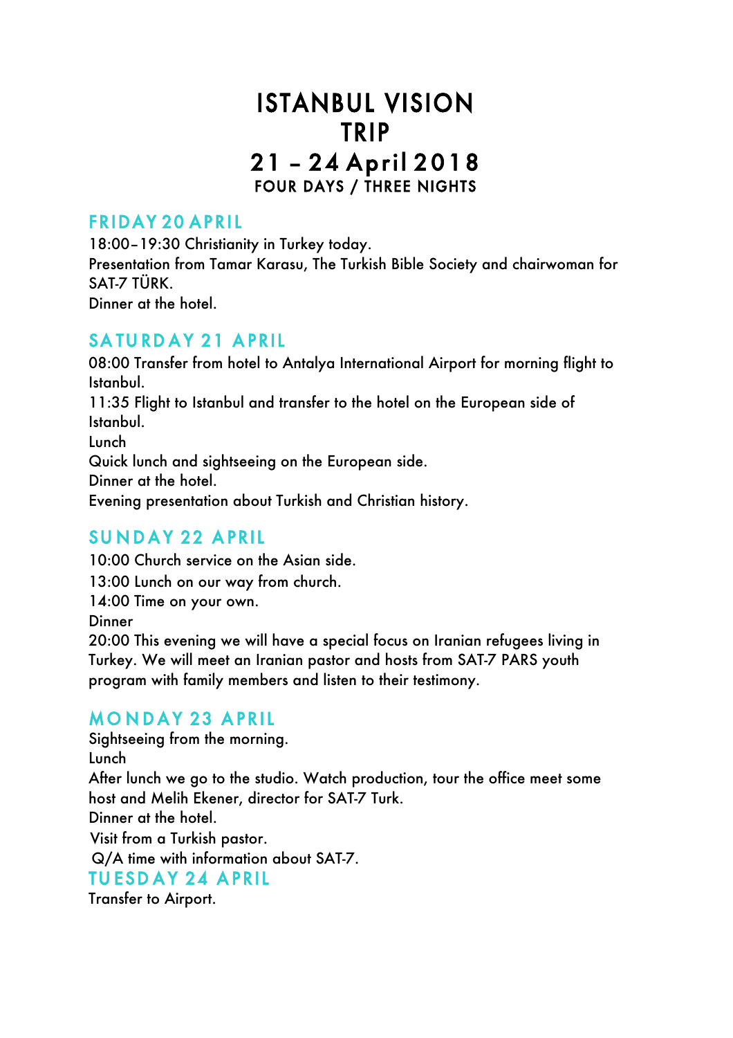# ISTANBUL VISION TRIP
# 21 – 24 April 2018
### FOUR DAYS / THREE NIGHTS

## FRIDAY 20 APRIL

18:00–19:30 Christianity in Turkey today.
Presentation from Tamar Karasu, The Turkish Bible Society and chairwoman for SAT-7 TÜRK.
Dinner at the hotel.

## SATURDAY 21 APRIL

08:00 Transfer from hotel to Antalya International Airport for morning flight to Istanbul.
11:35 Flight to Istanbul and transfer to the hotel on the European side of Istanbul.
Lunch
Quick lunch and sightseeing on the European side.
Dinner at the hotel.
Evening presentation about Turkish and Christian history.

## SUNDAY 22 APRIL

10:00 Church service on the Asian side.
13:00 Lunch on our way from church.
14:00 Time on your own.
Dinner
20:00 This evening we will have a special focus on Iranian refugees living in Turkey. We will meet an Iranian pastor and hosts from SAT-7 PARS youth program with family members and listen to their testimony.

## MONDAY 23 APRIL

Sightseeing from the morning.
Lunch
After lunch we go to the studio. Watch production, tour the office meet some host and Melih Ekener, director for SAT-7 Turk.
Dinner at the hotel.
Visit from a Turkish pastor.
Q/A time with information about SAT-7.

## TUESDAY 24 APRIL

Transfer to Airport.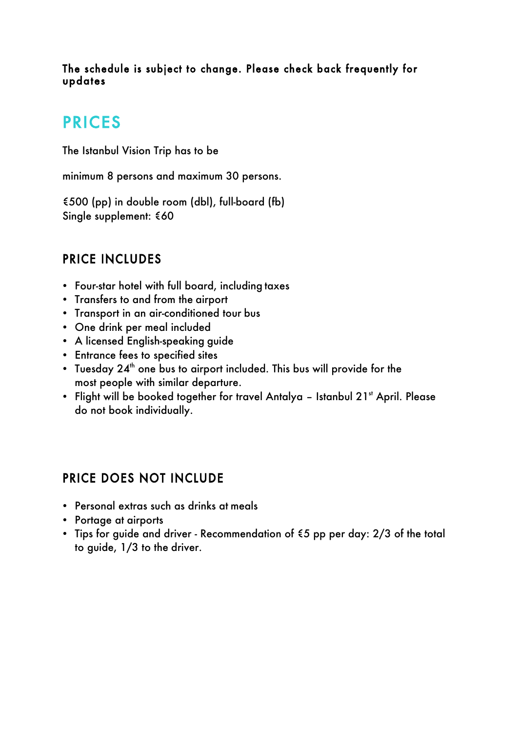**The schedule is subject to change. Please check back frequently for updates**

## PRICES

The Istanbul Vision Trip has to be

minimum 8 persons and maximum 30 persons.

€500 (pp) in double room (dbl), full-board (fb)
Single supplement: €60

### PRICE INCLUDES

- Four-star hotel with full board, including taxes
- Transfers to and from the airport
- Transport in an air-conditioned tour bus
- One drink per meal included
- A licensed English-speaking guide
- Entrance fees to specified sites
- Tuesday 24th one bus to airport included. This bus will provide for the most people with similar departure.
- Flight will be booked together for travel Antalya – Istanbul 21st April. Please do not book individually.

### PRICE DOES NOT INCLUDE

- Personal extras such as drinks at meals
- Portage at airports
- Tips for guide and driver - Recommendation of €5 pp per day: 2/3 of the total to guide, 1/3 to the driver.